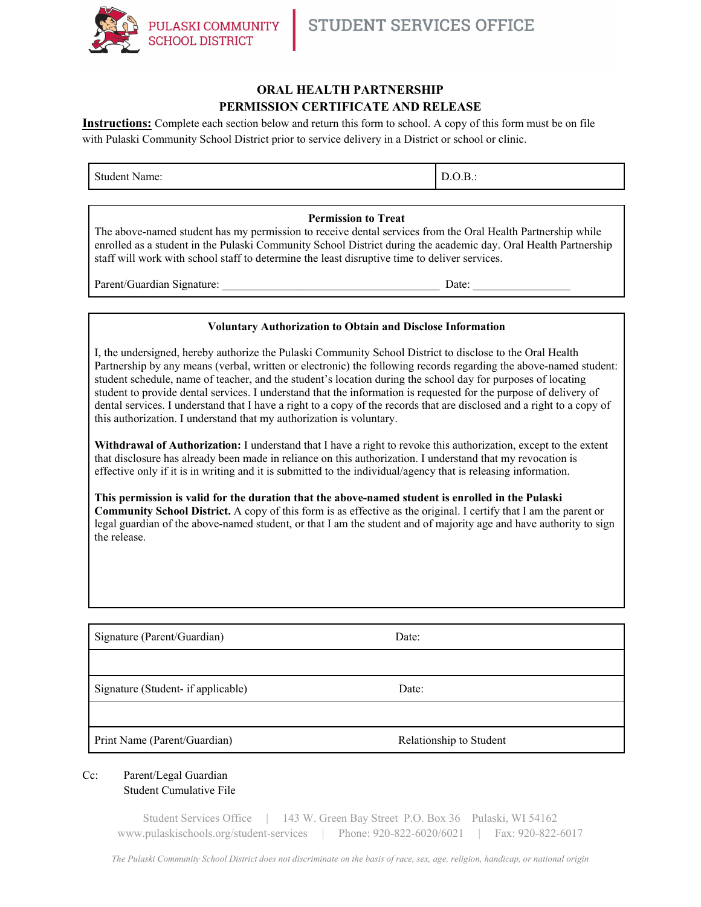PULASKI COMMUNITY SCHOOL DISTRICT | STUDENT SERVICES OFFICE

## ORAL HEALTH PARTNERSHIP
## PERMISSION CERTIFICATE AND RELEASE

**Instructions:** Complete each section below and return this form to school. A copy of this form must be on file with Pulaski Community School District prior to service delivery in a District or school or clinic.

| Student Name: | D.O.B.: |
|---|---|

**Permission to Treat**

The above-named student has my permission to receive dental services from the Oral Health Partnership while enrolled as a student in the Pulaski Community School District during the academic day. Oral Health Partnership staff will work with school staff to determine the least disruptive time to deliver services.

Parent/Guardian Signature: ______________________________________ Date: _________________

**Voluntary Authorization to Obtain and Disclose Information**

I, the undersigned, hereby authorize the Pulaski Community School District to disclose to the Oral Health Partnership by any means (verbal, written or electronic) the following records regarding the above-named student: student schedule, name of teacher, and the student's location during the school day for purposes of locating student to provide dental services. I understand that the information is requested for the purpose of delivery of dental services. I understand that I have a right to a copy of the records that are disclosed and a right to a copy of this authorization. I understand that my authorization is voluntary.

**Withdrawal of Authorization:** I understand that I have a right to revoke this authorization, except to the extent that disclosure has already been made in reliance on this authorization. I understand that my revocation is effective only if it is in writing and it is submitted to the individual/agency that is releasing information.

**This permission is valid for the duration that the above-named student is enrolled in the Pulaski Community School District.** A copy of this form is as effective as the original. I certify that I am the parent or legal guardian of the above-named student, or that I am the student and of majority age and have authority to sign the release.

| Signature (Parent/Guardian) | Date: |
|---|---|
| | |
| Signature (Student- if applicable) | Date: |
| | |
| Print Name (Parent/Guardian) | Relationship to Student |

Cc: Parent/Legal Guardian
Student Cumulative File

Student Services Office | 143 W. Green Bay Street P.O. Box 36 Pulaski, WI 54162
www.pulaskischools.org/student-services | Phone: 920-822-6020/6021 | Fax: 920-822-6017

*The Pulaski Community School District does not discriminate on the basis of race, sex, age, religion, handicap, or national origin*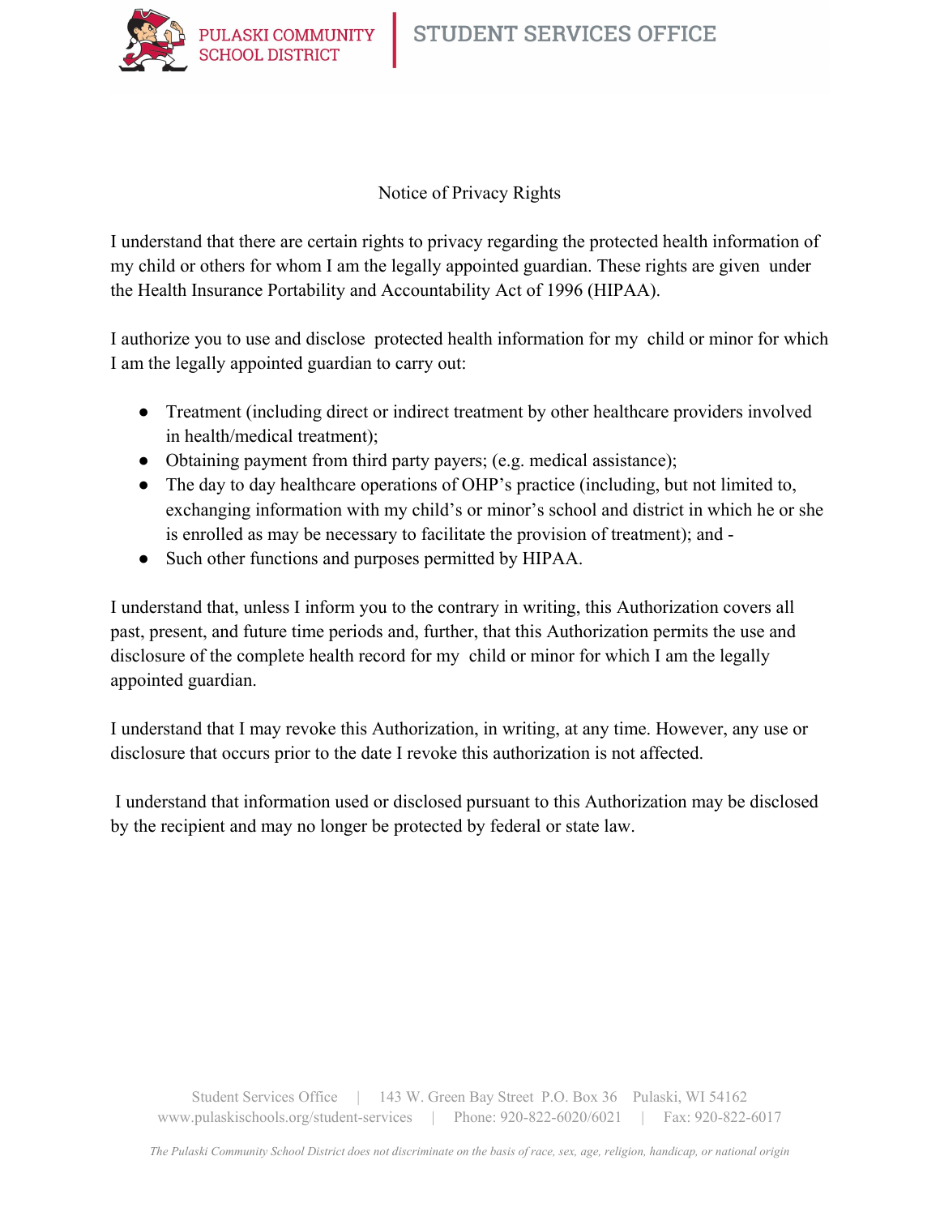Notice of Privacy Rights

I understand that there are certain rights to privacy regarding the protected health information of my child or others for whom I am the legally appointed guardian. These rights are given under the Health Insurance Portability and Accountability Act of 1996 (HIPAA).

I authorize you to use and disclose protected health information for my child or minor for which I am the legally appointed guardian to carry out:

- Treatment (including direct or indirect treatment by other healthcare providers involved in health/medical treatment);
- Obtaining payment from third party payers; (e.g. medical assistance);
- The day to day healthcare operations of OHP's practice (including, but not limited to, exchanging information with my child's or minor's school and district in which he or she is enrolled as may be necessary to facilitate the provision of treatment); and -
- Such other functions and purposes permitted by HIPAA.

I understand that, unless I inform you to the contrary in writing, this Authorization covers all past, present, and future time periods and, further, that this Authorization permits the use and disclosure of the complete health record for my child or minor for which I am the legally appointed guardian.

I understand that I may revoke this Authorization, in writing, at any time. However, any use or disclosure that occurs prior to the date I revoke this authorization is not affected.

I understand that information used or disclosed pursuant to this Authorization may be disclosed by the recipient and may no longer be protected by federal or state law.